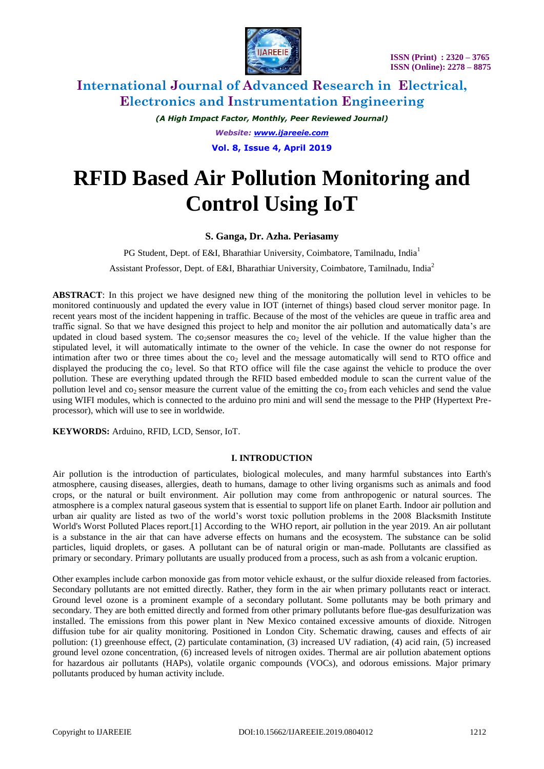# RFID Based Air Pollution Monitoring and Control Using IoT

**S. Ganga, Dr. Azha. Periasamy**

PG Student, Dept. of E&I, Bharathiar University, Coimbatore, Tamilnadu, India[1]

Assistant Professor, Dept. of E&I, Bharathiar University, Coimbatore, Tamilnadu, India[2]

**ABSTRACT**: In this project we have designed new thing of the monitoring the pollution level in vehicles to be monitored continuously and updated the every value in IOT (internet of things) based cloud server monitor page. In recent years most of the incident happening in traffic. Because of the most of the vehicles are queue in traffic area and traffic signal. So that we have designed this project to help and monitor the air pollution and automatically data's are updated in cloud based system. The $co_2$sensor measures the $co_2$ level of the vehicle. If the value higher than the stipulated level, it will automatically intimate to the owner of the vehicle. In case the owner do not response for intimation after two or three times about the $co_2$ level and the message automatically will send to RTO office and displayed the producing the $co_2$ level. So that RTO office will file the case against the vehicle to produce the over pollution. These are everything updated through the RFID based embedded module to scan the current value of the pollution level and $co_2$ sensor measure the current value of the emitting the $co_2$ from each vehicles and send the value using WIFI modules, which is connected to the arduino pro mini and will send the message to the PHP (Hypertext Pre-processor), which will use to see in worldwide.

**KEYWORDS:** Arduino, RFID, LCD, Sensor, IoT.

## I. INTRODUCTION

Air pollution is the introduction of particulates, biological molecules, and many harmful substances into Earth's atmosphere, causing diseases, allergies, death to humans, damage to other living organisms such as animals and food crops, or the natural or built environment. Air pollution may come from anthropogenic or natural sources. The atmosphere is a complex natural gaseous system that is essential to support life on planet Earth. Indoor air pollution and urban air quality are listed as two of the world's worst toxic pollution problems in the 2008 Blacksmith Institute World's Worst Polluted Places report.[1] According to the WHO report, air pollution in the year 2019. An air pollutant is a substance in the air that can have adverse effects on humans and the ecosystem. The substance can be solid particles, liquid droplets, or gases. A pollutant can be of natural origin or man-made. Pollutants are classified as primary or secondary. Primary pollutants are usually produced from a process, such as ash from a volcanic eruption.

Other examples include carbon monoxide gas from motor vehicle exhaust, or the sulfur dioxide released from factories. Secondary pollutants are not emitted directly. Rather, they form in the air when primary pollutants react or interact. Ground level ozone is a prominent example of a secondary pollutant. Some pollutants may be both primary and secondary. They are both emitted directly and formed from other primary pollutants before flue-gas desulfurization was installed. The emissions from this power plant in New Mexico contained excessive amounts of dioxide. Nitrogen diffusion tube for air quality monitoring. Positioned in London City. Schematic drawing, causes and effects of air pollution: (1) greenhouse effect, (2) particulate contamination, (3) increased UV radiation, (4) acid rain, (5) increased ground level ozone concentration, (6) increased levels of nitrogen oxides. Thermal are air pollution abatement options for hazardous air pollutants (HAPs), volatile organic compounds (VOCs), and odorous emissions. Major primary pollutants produced by human activity include.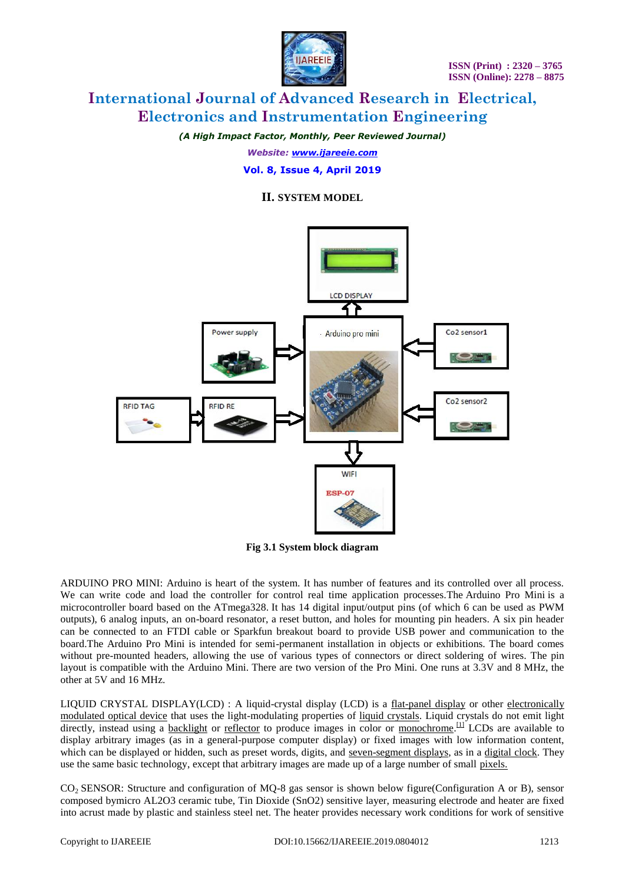## II. SYSTEM MODEL

Fig 3.1 System block diagram

ARDUINO PRO MINI: Arduino is heart of the system. It has number of features and its controlled over all process. We can write code and load the controller for control real time application processes.The Arduino Pro Mini is a microcontroller board based on the ATmega328. It has 14 digital input/output pins (of which 6 can be used as PWM outputs), 6 analog inputs, an on-board resonator, a reset button, and holes for mounting pin headers. A six pin header can be connected to an FTDI cable or Sparkfun breakout board to provide USB power and communication to the board.The Arduino Pro Mini is intended for semi-permanent installation in objects or exhibitions. The board comes without pre-mounted headers, allowing the use of various types of connectors or direct soldering of wires. The pin layout is compatible with the Arduino Mini. There are two version of the Pro Mini. One runs at 3.3V and 8 MHz, the other at 5V and 16 MHz.

LIQUID CRYSTAL DISPLAY(LCD) : A liquid-crystal display (LCD) is a flat-panel display or other electronically modulated optical device that uses the light-modulating properties of liquid crystals. Liquid crystals do not emit light directly, instead using a backlight or reflector to produce images in color or monochrome.[1] LCDs are available to display arbitrary images (as in a general-purpose computer display) or fixed images with low information content, which can be displayed or hidden, such as preset words, digits, and seven-segment displays, as in a digital clock. They use the same basic technology, except that arbitrary images are made up of a large number of small pixels.

$CO_2$ SENSOR: Structure and configuration of MQ-8 gas sensor is shown below figure(Configuration A or B), sensor composed bymicro AL2O3 ceramic tube, Tin Dioxide (SnO2) sensitive layer, measuring electrode and heater are fixed into acrust made by plastic and stainless steel net. The heater provides necessary work conditions for work of sensitive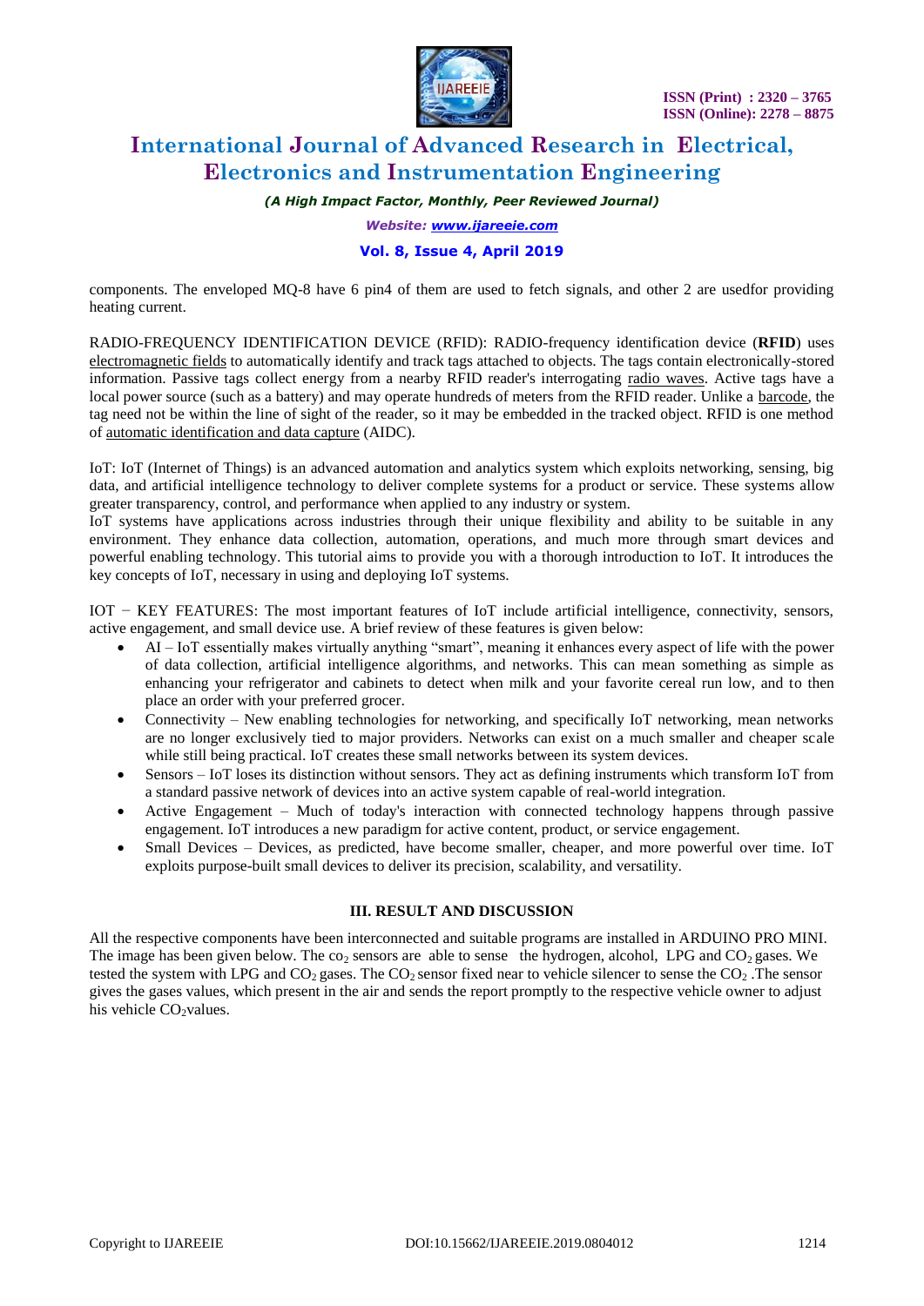components. The enveloped MQ-8 have 6 pin4 of them are used to fetch signals, and other 2 are usedfor providing heating current.

RADIO-FREQUENCY IDENTIFICATION DEVICE (RFID): RADIO-frequency identification device (**RFID**) uses electromagnetic fields to automatically identify and track tags attached to objects. The tags contain electronically-stored information. Passive tags collect energy from a nearby RFID reader's interrogating radio waves. Active tags have a local power source (such as a battery) and may operate hundreds of meters from the RFID reader. Unlike a barcode, the tag need not be within the line of sight of the reader, so it may be embedded in the tracked object. RFID is one method of automatic identification and data capture (AIDC).

IoT: IoT (Internet of Things) is an advanced automation and analytics system which exploits networking, sensing, big data, and artificial intelligence technology to deliver complete systems for a product or service. These systems allow greater transparency, control, and performance when applied to any industry or system.
IoT systems have applications across industries through their unique flexibility and ability to be suitable in any environment. They enhance data collection, automation, operations, and much more through smart devices and powerful enabling technology. This tutorial aims to provide you with a thorough introduction to IoT. It introduces the key concepts of IoT, necessary in using and deploying IoT systems.

IOT − KEY FEATURES: The most important features of IoT include artificial intelligence, connectivity, sensors, active engagement, and small device use. A brief review of these features is given below:

- AI – IoT essentially makes virtually anything "smart", meaning it enhances every aspect of life with the power of data collection, artificial intelligence algorithms, and networks. This can mean something as simple as enhancing your refrigerator and cabinets to detect when milk and your favorite cereal run low, and to then place an order with your preferred grocer.
- Connectivity – New enabling technologies for networking, and specifically IoT networking, mean networks are no longer exclusively tied to major providers. Networks can exist on a much smaller and cheaper scale while still being practical. IoT creates these small networks between its system devices.
- Sensors – IoT loses its distinction without sensors. They act as defining instruments which transform IoT from a standard passive network of devices into an active system capable of real-world integration.
- Active Engagement – Much of today's interaction with connected technology happens through passive engagement. IoT introduces a new paradigm for active content, product, or service engagement.
- Small Devices – Devices, as predicted, have become smaller, cheaper, and more powerful over time. IoT exploits purpose-built small devices to deliver its precision, scalability, and versatility.

## III. RESULT AND DISCUSSION

All the respective components have been interconnected and suitable programs are installed in ARDUINO PRO MINI. The image has been given below. The $co_2$ sensors are able to sense the hydrogen, alcohol, LPG and $CO_2$ gases. We tested the system with LPG and $CO_2$ gases. The $CO_2$ sensor fixed near to vehicle silencer to sense the $CO_2$ .The sensor gives the gases values, which present in the air and sends the report promptly to the respective vehicle owner to adjust his vehicle $CO_2$values.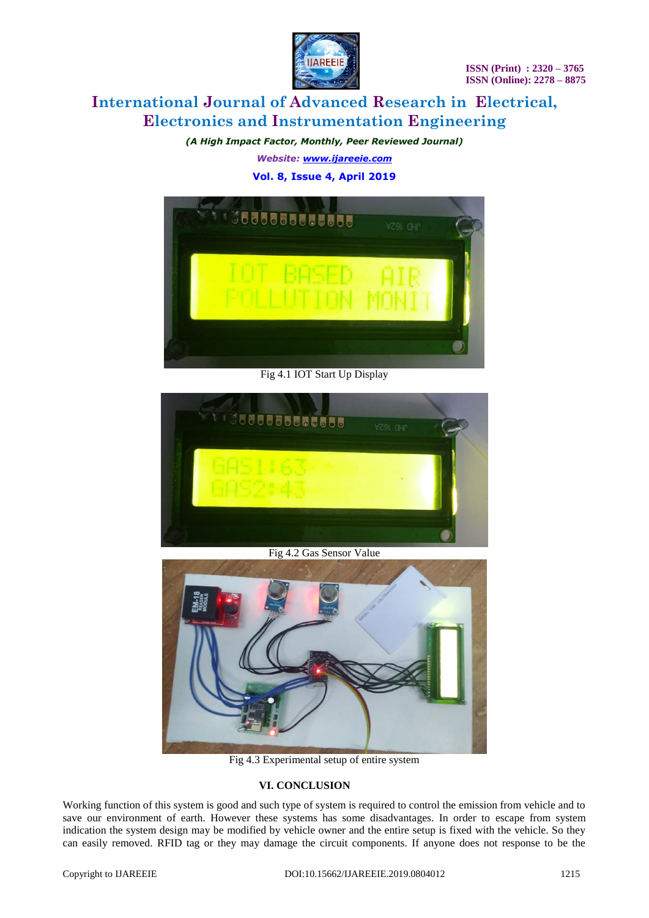Fig 4.1 IOT Start Up Display

Fig 4.2 Gas Sensor Value

Fig 4.3 Experimental setup of entire system

## VI. CONCLUSION

Working function of this system is good and such type of system is required to control the emission from vehicle and to save our environment of earth. However these systems has some disadvantages. In order to escape from system indication the system design may be modified by vehicle owner and the entire setup is fixed with the vehicle. So they can easily removed. RFID tag or they may damage the circuit components. If anyone does not response to be the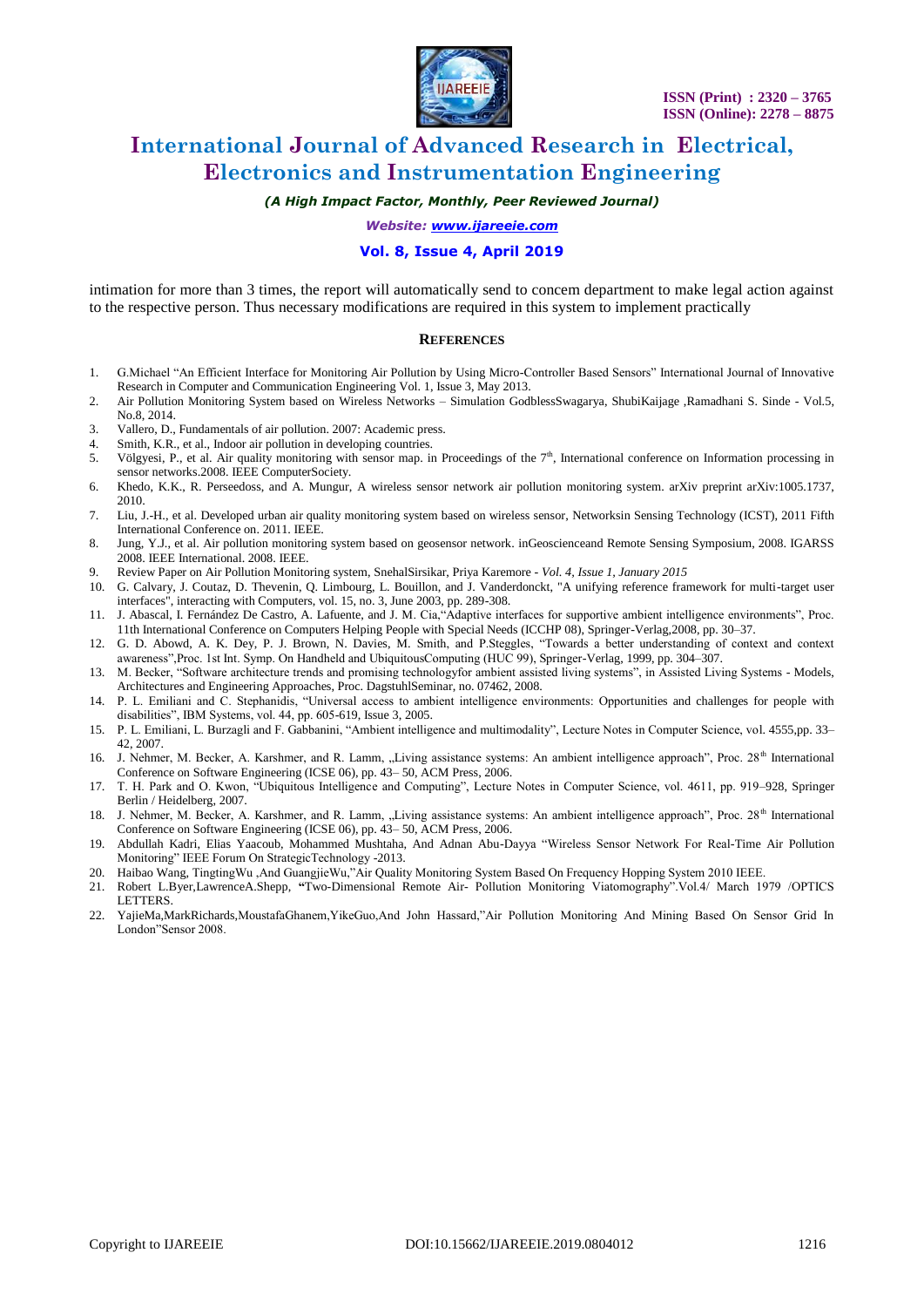intimation for more than 3 times, the report will automatically send to concem department to make legal action against to the respective person. Thus necessary modifications are required in this system to implement practically

## REFERENCES

1. G.Michael "An Efficient Interface for Monitoring Air Pollution by Using Micro-Controller Based Sensors" International Journal of Innovative Research in Computer and Communication Engineering Vol. 1, Issue 3, May 2013.
2. Air Pollution Monitoring System based on Wireless Networks – Simulation GodblessSwagarya, ShubiKaijage ,Ramadhani S. Sinde - Vol.5, No.8, 2014.
3. Vallero, D., Fundamentals of air pollution. 2007: Academic press.
4. Smith, K.R., et al., Indoor air pollution in developing countries.
5. Völgyesi, P., et al. Air quality monitoring with sensor map. in Proceedings of the 7th, International conference on Information processing in sensor networks.2008. IEEE ComputerSociety.
6. Khedo, K.K., R. Perseedoss, and A. Mungur, A wireless sensor network air pollution monitoring system. arXiv preprint arXiv:1005.1737, 2010.
7. Liu, J.-H., et al. Developed urban air quality monitoring system based on wireless sensor, Networksin Sensing Technology (ICST), 2011 Fifth International Conference on. 2011. IEEE.
8. Jung, Y.J., et al. Air pollution monitoring system based on geosensor network. inGeoscienceand Remote Sensing Symposium, 2008. IGARSS 2008. IEEE International. 2008. IEEE.
9. Review Paper on Air Pollution Monitoring system, SnehalSirsikar, Priya Karemore - *Vol. 4, Issue 1, January 2015*
10. G. Calvary, J. Coutaz, D. Thevenin, Q. Limbourg, L. Bouillon, and J. Vanderdonckt, "A unifying reference framework for multi-target user interfaces", interacting with Computers, vol. 15, no. 3, June 2003, pp. 289-308.
11. J. Abascal, I. Fernández De Castro, A. Lafuente, and J. M. Cia,"Adaptive interfaces for supportive ambient intelligence environments", Proc. 11th International Conference on Computers Helping People with Special Needs (ICCHP 08), Springer-Verlag,2008, pp. 30–37.
12. G. D. Abowd, A. K. Dey, P. J. Brown, N. Davies, M. Smith, and P.Steggles, "Towards a better understanding of context and context awareness",Proc. 1st Int. Symp. On Handheld and UbiquitousComputing (HUC 99), Springer-Verlag, 1999, pp. 304–307.
13. M. Becker, "Software architecture trends and promising technologyfor ambient assisted living systems", in Assisted Living Systems - Models, Architectures and Engineering Approaches, Proc. DagstuhlSeminar, no. 07462, 2008.
14. P. L. Emiliani and C. Stephanidis, "Universal access to ambient intelligence environments: Opportunities and challenges for people with disabilities", IBM Systems, vol. 44, pp. 605-619, Issue 3, 2005.
15. P. L. Emiliani, L. Burzagli and F. Gabbanini, "Ambient intelligence and multimodality", Lecture Notes in Computer Science, vol. 4555,pp. 33–42, 2007.
16. J. Nehmer, M. Becker, A. Karshmer, and R. Lamm, „Living assistance systems: An ambient intelligence approach", Proc. 28th International Conference on Software Engineering (ICSE 06), pp. 43– 50, ACM Press, 2006.
17. T. H. Park and O. Kwon, "Ubiquitous Intelligence and Computing", Lecture Notes in Computer Science, vol. 4611, pp. 919–928, Springer Berlin / Heidelberg, 2007.
18. J. Nehmer, M. Becker, A. Karshmer, and R. Lamm, „Living assistance systems: An ambient intelligence approach", Proc. 28th International Conference on Software Engineering (ICSE 06), pp. 43– 50, ACM Press, 2006.
19. Abdullah Kadri, Elias Yaacoub, Mohammed Mushtaha, And Adnan Abu-Dayya "Wireless Sensor Network For Real-Time Air Pollution Monitoring" IEEE Forum On StrategicTechnology -2013.
20. Haibao Wang, TingtingWu ,And GuangjieWu,"Air Quality Monitoring System Based On Frequency Hopping System 2010 IEEE.
21. Robert L.Byer,LawrenceA.Shepp, **"**Two-Dimensional Remote Air- Pollution Monitoring Viatomography".Vol.4/ March 1979 /OPTICS LETTERS.
22. YajieMa,MarkRichards,MoustafaGhanem,YikeGuo,And John Hassard,"Air Pollution Monitoring And Mining Based On Sensor Grid In London"Sensor 2008.